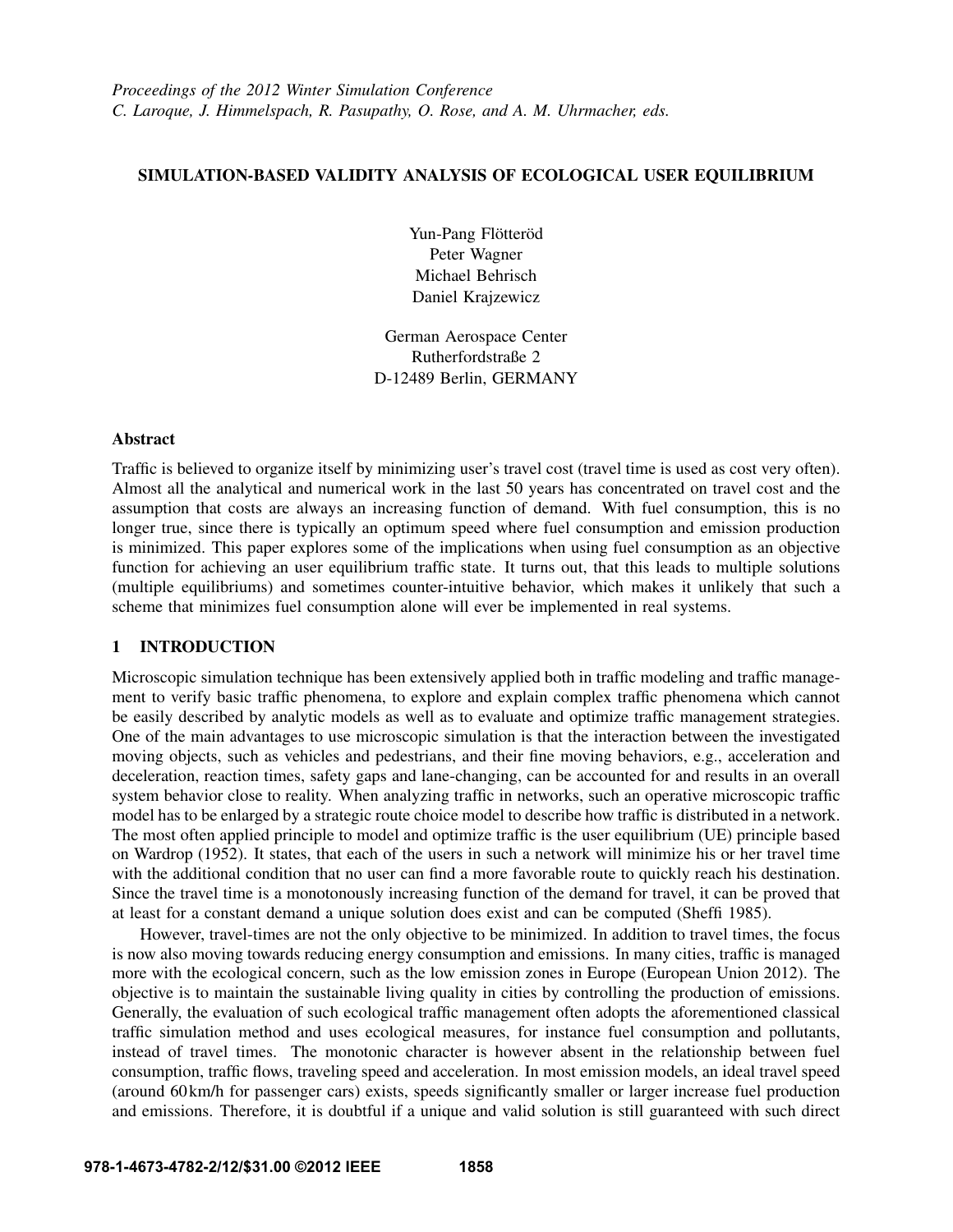*Proceedings of the 2012 Winter Simulation Conference*
*C. Laroque, J. Himmelspach, R. Pasupathy, O. Rose, and A. M. Uhrmacher, eds.*

# SIMULATION-BASED VALIDITY ANALYSIS OF ECOLOGICAL USER EQUILIBRIUM

Yun-Pang Flötteröd
Peter Wagner
Michael Behrisch
Daniel Krajzewicz

German Aerospace Center
Rutherfordstraße 2
D-12489 Berlin, GERMANY

## Abstract

Traffic is believed to organize itself by minimizing user's travel cost (travel time is used as cost very often). Almost all the analytical and numerical work in the last 50 years has concentrated on travel cost and the assumption that costs are always an increasing function of demand. With fuel consumption, this is no longer true, since there is typically an optimum speed where fuel consumption and emission production is minimized. This paper explores some of the implications when using fuel consumption as an objective function for achieving an user equilibrium traffic state. It turns out, that this leads to multiple solutions (multiple equilibriums) and sometimes counter-intuitive behavior, which makes it unlikely that such a scheme that minimizes fuel consumption alone will ever be implemented in real systems.

## 1 INTRODUCTION

Microscopic simulation technique has been extensively applied both in traffic modeling and traffic management to verify basic traffic phenomena, to explore and explain complex traffic phenomena which cannot be easily described by analytic models as well as to evaluate and optimize traffic management strategies. One of the main advantages to use microscopic simulation is that the interaction between the investigated moving objects, such as vehicles and pedestrians, and their fine moving behaviors, e.g., acceleration and deceleration, reaction times, safety gaps and lane-changing, can be accounted for and results in an overall system behavior close to reality. When analyzing traffic in networks, such an operative microscopic traffic model has to be enlarged by a strategic route choice model to describe how traffic is distributed in a network. The most often applied principle to model and optimize traffic is the user equilibrium (UE) principle based on Wardrop (1952). It states, that each of the users in such a network will minimize his or her travel time with the additional condition that no user can find a more favorable route to quickly reach his destination. Since the travel time is a monotonously increasing function of the demand for travel, it can be proved that at least for a constant demand a unique solution does exist and can be computed (Sheffi 1985).

However, travel-times are not the only objective to be minimized. In addition to travel times, the focus is now also moving towards reducing energy consumption and emissions. In many cities, traffic is managed more with the ecological concern, such as the low emission zones in Europe (European Union 2012). The objective is to maintain the sustainable living quality in cities by controlling the production of emissions. Generally, the evaluation of such ecological traffic management often adopts the aforementioned classical traffic simulation method and uses ecological measures, for instance fuel consumption and pollutants, instead of travel times. The monotonic character is however absent in the relationship between fuel consumption, traffic flows, traveling speed and acceleration. In most emission models, an ideal travel speed (around 60 km/h for passenger cars) exists, speeds significantly smaller or larger increase fuel production and emissions. Therefore, it is doubtful if a unique and valid solution is still guaranteed with such direct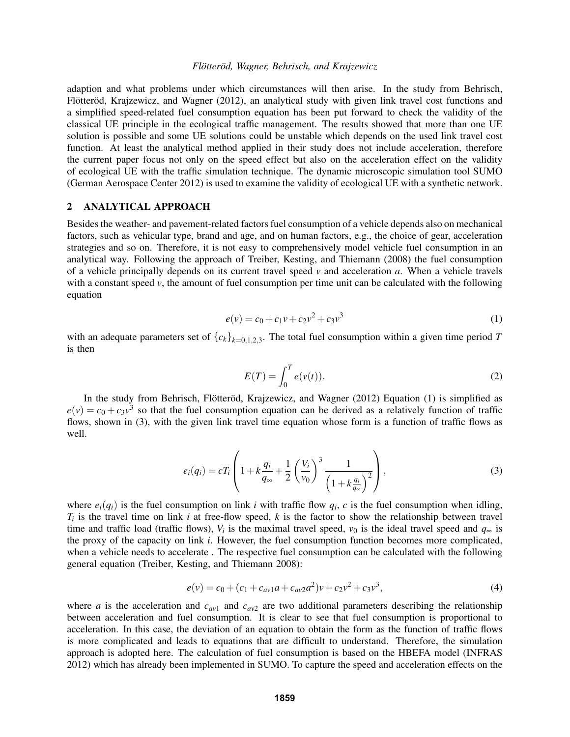adaption and what problems under which circumstances will then arise. In the study from Behrisch, Flötteröd, Krajzewicz, and Wagner (2012), an analytical study with given link travel cost functions and a simplified speed-related fuel consumption equation has been put forward to check the validity of the classical UE principle in the ecological traffic management. The results showed that more than one UE solution is possible and some UE solutions could be unstable which depends on the used link travel cost function. At least the analytical method applied in their study does not include acceleration, therefore the current paper focus not only on the speed effect but also on the acceleration effect on the validity of ecological UE with the traffic simulation technique. The dynamic microscopic simulation tool SUMO (German Aerospace Center 2012) is used to examine the validity of ecological UE with a synthetic network.

## 2 ANALYTICAL APPROACH

Besides the weather- and pavement-related factors fuel consumption of a vehicle depends also on mechanical factors, such as vehicular type, brand and age, and on human factors, e.g., the choice of gear, acceleration strategies and so on. Therefore, it is not easy to comprehensively model vehicle fuel consumption in an analytical way. Following the approach of Treiber, Kesting, and Thiemann (2008) the fuel consumption of a vehicle principally depends on its current travel speed $v$ and acceleration $a$. When a vehicle travels with a constant speed $v$, the amount of fuel consumption per time unit can be calculated with the following equation

$$e(v) = c_0 + c_1 v + c_2 v^2 + c_3 v^3 \tag{1}$$

with an adequate parameters set of $\{c_k\}_{k=0,1,2,3}$. The total fuel consumption within a given time period $T$ is then

$$E(T) = \int_0^T e(v(t)). \tag{2}$$

In the study from Behrisch, Flötteröd, Krajzewicz, and Wagner (2012) Equation (1) is simplified as $e(v) = c_0 + c_3 v^3$ so that the fuel consumption equation can be derived as a relatively function of traffic flows, shown in (3), with the given link travel time equation whose form is a function of traffic flows as well.

$$e_i(q_i) = cT_i \left( 1 + k\frac{q_i}{q_\infty} + \frac{1}{2}\left(\frac{V_i}{v_0}\right)^3 \frac{1}{\left(1 + k\frac{q_i}{q_\infty}\right)^2} \right), \tag{3}$$

where $e_i(q_i)$ is the fuel consumption on link $i$ with traffic flow $q_i$, $c$ is the fuel consumption when idling, $T_i$ is the travel time on link $i$ at free-flow speed, $k$ is the factor to show the relationship between travel time and traffic load (traffic flows), $V_i$ is the maximal travel speed, $v_0$ is the ideal travel speed and $q_\infty$ is the proxy of the capacity on link $i$. However, the fuel consumption function becomes more complicated, when a vehicle needs to accelerate . The respective fuel consumption can be calculated with the following general equation (Treiber, Kesting, and Thiemann 2008):

$$e(v) = c_0 + (c_1 + c_{av1}a + c_{av2}a^2)v + c_2 v^2 + c_3 v^3, \tag{4}$$

where $a$ is the acceleration and $c_{av1}$ and $c_{av2}$ are two additional parameters describing the relationship between acceleration and fuel consumption. It is clear to see that fuel consumption is proportional to acceleration. In this case, the deviation of an equation to obtain the form as the function of traffic flows is more complicated and leads to equations that are difficult to understand. Therefore, the simulation approach is adopted here. The calculation of fuel consumption is based on the HBEFA model (INFRAS 2012) which has already been implemented in SUMO. To capture the speed and acceleration effects on the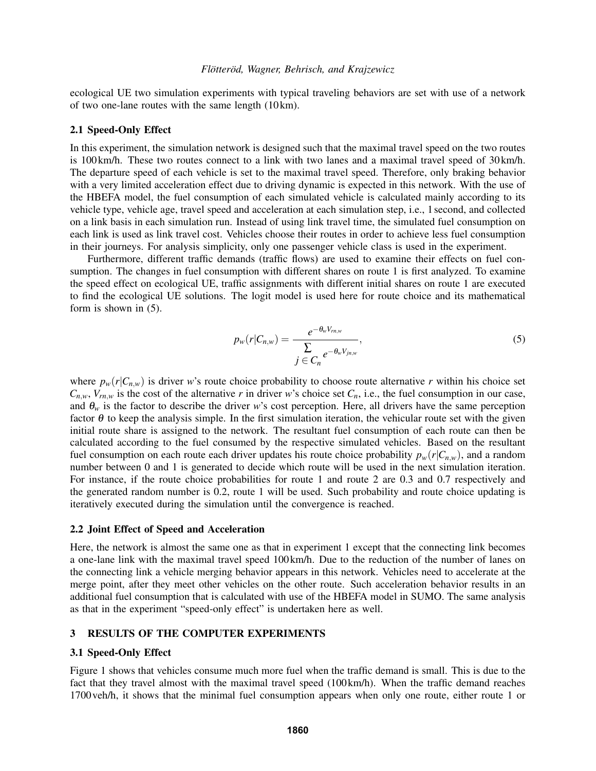ecological UE two simulation experiments with typical traveling behaviors are set with use of a network of two one-lane routes with the same length (10 km).

### 2.1 Speed-Only Effect

In this experiment, the simulation network is designed such that the maximal travel speed on the two routes is 100 km/h. These two routes connect to a link with two lanes and a maximal travel speed of 30 km/h. The departure speed of each vehicle is set to the maximal travel speed. Therefore, only braking behavior with a very limited acceleration effect due to driving dynamic is expected in this network. With the use of the HBEFA model, the fuel consumption of each simulated vehicle is calculated mainly according to its vehicle type, vehicle age, travel speed and acceleration at each simulation step, i.e., 1 second, and collected on a link basis in each simulation run. Instead of using link travel time, the simulated fuel consumption on each link is used as link travel cost. Vehicles choose their routes in order to achieve less fuel consumption in their journeys. For analysis simplicity, only one passenger vehicle class is used in the experiment.

Furthermore, different traffic demands (traffic flows) are used to examine their effects on fuel consumption. The changes in fuel consumption with different shares on route 1 is first analyzed. To examine the speed effect on ecological UE, traffic assignments with different initial shares on route 1 are executed to find the ecological UE solutions. The logit model is used here for route choice and its mathematical form is shown in (5).

$$p_w(r|C_{n,w}) = \frac{e^{-\theta_w V_{rn,w}}}{\sum\limits_{j \in C_n} e^{-\theta_w V_{jn,w}}}, \tag{5}$$

where $p_w(r|C_{n,w})$ is driver $w$'s route choice probability to choose route alternative $r$ within his choice set $C_{n,w}$, $V_{rn,w}$ is the cost of the alternative $r$ in driver $w$'s choice set $C_n$, i.e., the fuel consumption in our case, and $\theta_w$ is the factor to describe the driver $w$'s cost perception. Here, all drivers have the same perception factor $\theta$ to keep the analysis simple. In the first simulation iteration, the vehicular route set with the given initial route share is assigned to the network. The resultant fuel consumption of each route can then be calculated according to the fuel consumed by the respective simulated vehicles. Based on the resultant fuel consumption on each route each driver updates his route choice probability $p_w(r|C_{n,w})$, and a random number between 0 and 1 is generated to decide which route will be used in the next simulation iteration. For instance, if the route choice probabilities for route 1 and route 2 are 0.3 and 0.7 respectively and the generated random number is 0.2, route 1 will be used. Such probability and route choice updating is iteratively executed during the simulation until the convergence is reached.

### 2.2 Joint Effect of Speed and Acceleration

Here, the network is almost the same one as that in experiment 1 except that the connecting link becomes a one-lane link with the maximal travel speed 100 km/h. Due to the reduction of the number of lanes on the connecting link a vehicle merging behavior appears in this network. Vehicles need to accelerate at the merge point, after they meet other vehicles on the other route. Such acceleration behavior results in an additional fuel consumption that is calculated with use of the HBEFA model in SUMO. The same analysis as that in the experiment "speed-only effect" is undertaken here as well.

## 3 RESULTS OF THE COMPUTER EXPERIMENTS

### 3.1 Speed-Only Effect

Figure 1 shows that vehicles consume much more fuel when the traffic demand is small. This is due to the fact that they travel almost with the maximal travel speed (100 km/h). When the traffic demand reaches 1700 veh/h, it shows that the minimal fuel consumption appears when only one route, either route 1 or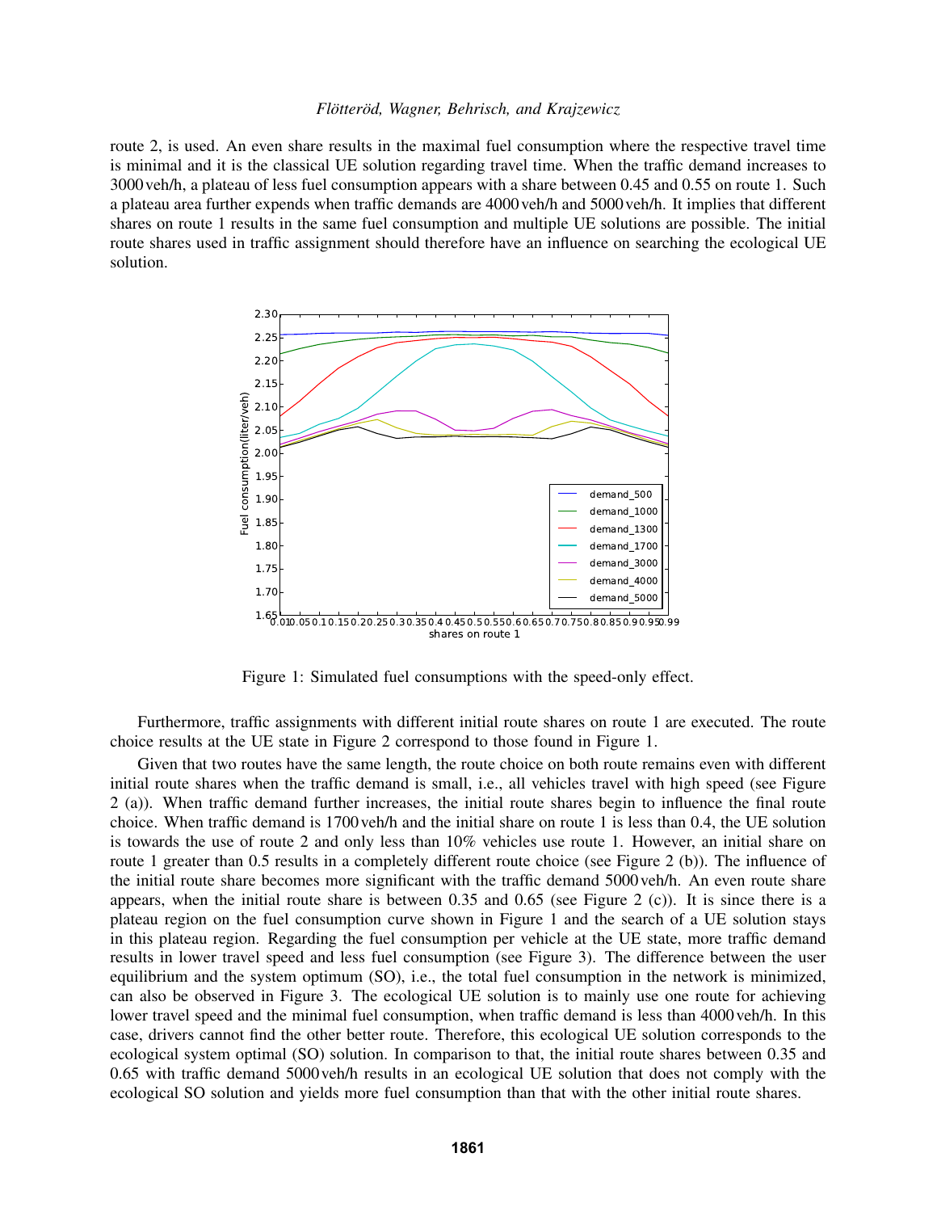route 2, is used. An even share results in the maximal fuel consumption where the respective travel time is minimal and it is the classical UE solution regarding travel time. When the traffic demand increases to 3000 veh/h, a plateau of less fuel consumption appears with a share between 0.45 and 0.55 on route 1. Such a plateau area further expends when traffic demands are 4000 veh/h and 5000 veh/h. It implies that different shares on route 1 results in the same fuel consumption and multiple UE solutions are possible. The initial route shares used in traffic assignment should therefore have an influence on searching the ecological UE solution.

Fuel consumption(liter/veh)

2.30
2.25
2.20
2.15
2.10
2.05
2.00
1.95
1.90
1.85
1.80
1.75
1.70
1.65

0.01 0.05 0.1 0.15 0.2 0.25 0.3 0.35 0.4 0.45 0.5 0.55 0.6 0.65 0.7 0.75 0.8 0.85 0.9 0.95 0.99

shares on route 1

demand_500
demand_1000
demand_1300
demand_1700
demand_3000
demand_4000
demand_5000

Figure 1: Simulated fuel consumptions with the speed-only effect.

Furthermore, traffic assignments with different initial route shares on route 1 are executed. The route choice results at the UE state in Figure 2 correspond to those found in Figure 1.

Given that two routes have the same length, the route choice on both route remains even with different initial route shares when the traffic demand is small, i.e., all vehicles travel with high speed (see Figure 2 (a)). When traffic demand further increases, the initial route shares begin to influence the final route choice. When traffic demand is 1700 veh/h and the initial share on route 1 is less than 0.4, the UE solution is towards the use of route 2 and only less than 10% vehicles use route 1. However, an initial share on route 1 greater than 0.5 results in a completely different route choice (see Figure 2 (b)). The influence of the initial route share becomes more significant with the traffic demand 5000 veh/h. An even route share appears, when the initial route share is between 0.35 and 0.65 (see Figure 2 (c)). It is since there is a plateau region on the fuel consumption curve shown in Figure 1 and the search of a UE solution stays in this plateau region. Regarding the fuel consumption per vehicle at the UE state, more traffic demand results in lower travel speed and less fuel consumption (see Figure 3). The difference between the user equilibrium and the system optimum (SO), i.e., the total fuel consumption in the network is minimized, can also be observed in Figure 3. The ecological UE solution is to mainly use one route for achieving lower travel speed and the minimal fuel consumption, when traffic demand is less than 4000 veh/h. In this case, drivers cannot find the other better route. Therefore, this ecological UE solution corresponds to the ecological system optimal (SO) solution. In comparison to that, the initial route shares between 0.35 and 0.65 with traffic demand 5000 veh/h results in an ecological UE solution that does not comply with the ecological SO solution and yields more fuel consumption than that with the other initial route shares.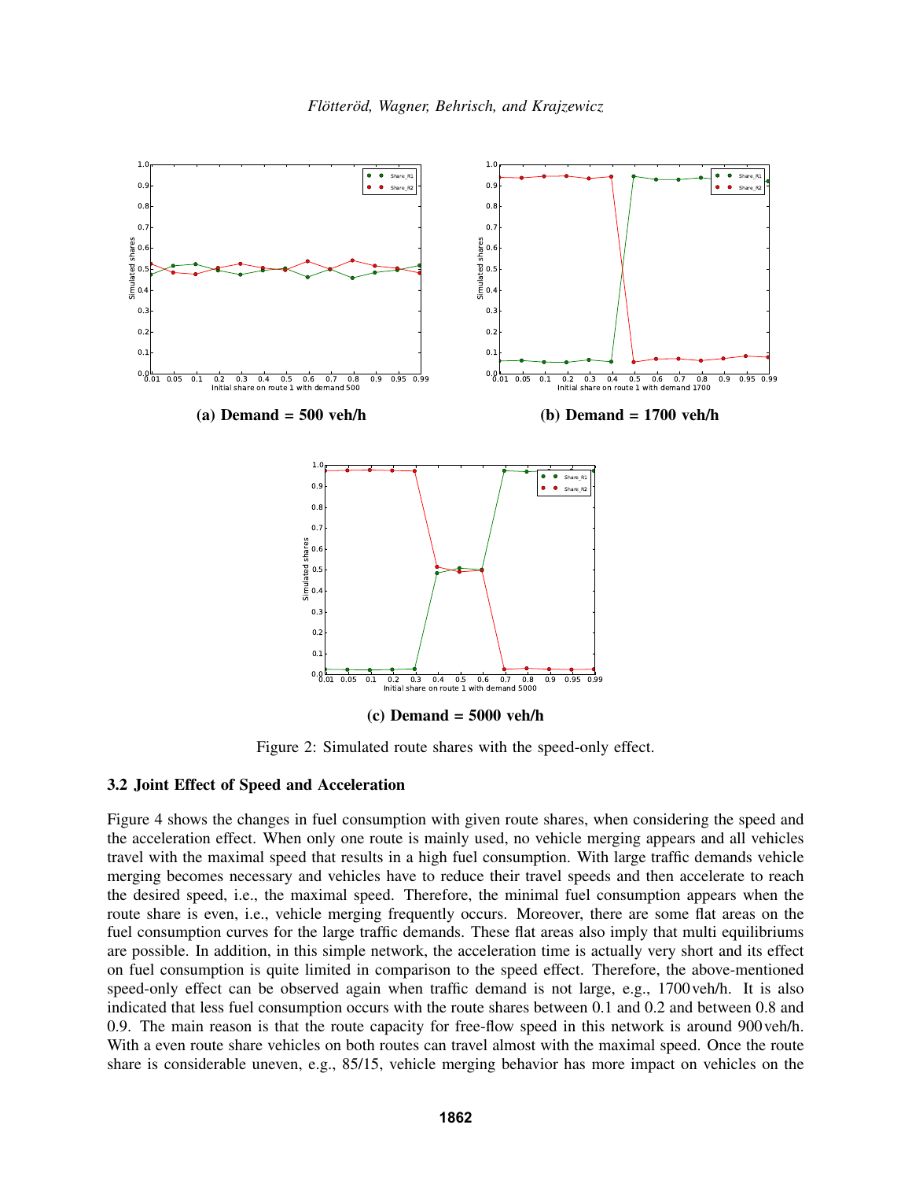(a) Demand = 500 veh/h

(b) Demand = 1700 veh/h

(c) Demand = 5000 veh/h

Figure 2: Simulated route shares with the speed-only effect.

### 3.2 Joint Effect of Speed and Acceleration

Figure 4 shows the changes in fuel consumption with given route shares, when considering the speed and the acceleration effect. When only one route is mainly used, no vehicle merging appears and all vehicles travel with the maximal speed that results in a high fuel consumption. With large traffic demands vehicle merging becomes necessary and vehicles have to reduce their travel speeds and then accelerate to reach the desired speed, i.e., the maximal speed. Therefore, the minimal fuel consumption appears when the route share is even, i.e., vehicle merging frequently occurs. Moreover, there are some flat areas on the fuel consumption curves for the large traffic demands. These flat areas also imply that multi equilibriums are possible. In addition, in this simple network, the acceleration time is actually very short and its effect on fuel consumption is quite limited in comparison to the speed effect. Therefore, the above-mentioned speed-only effect can be observed again when traffic demand is not large, e.g., 1700 veh/h. It is also indicated that less fuel consumption occurs with the route shares between 0.1 and 0.2 and between 0.8 and 0.9. The main reason is that the route capacity for free-flow speed in this network is around 900 veh/h. With a even route share vehicles on both routes can travel almost with the maximal speed. Once the route share is considerable uneven, e.g., 85/15, vehicle merging behavior has more impact on vehicles on the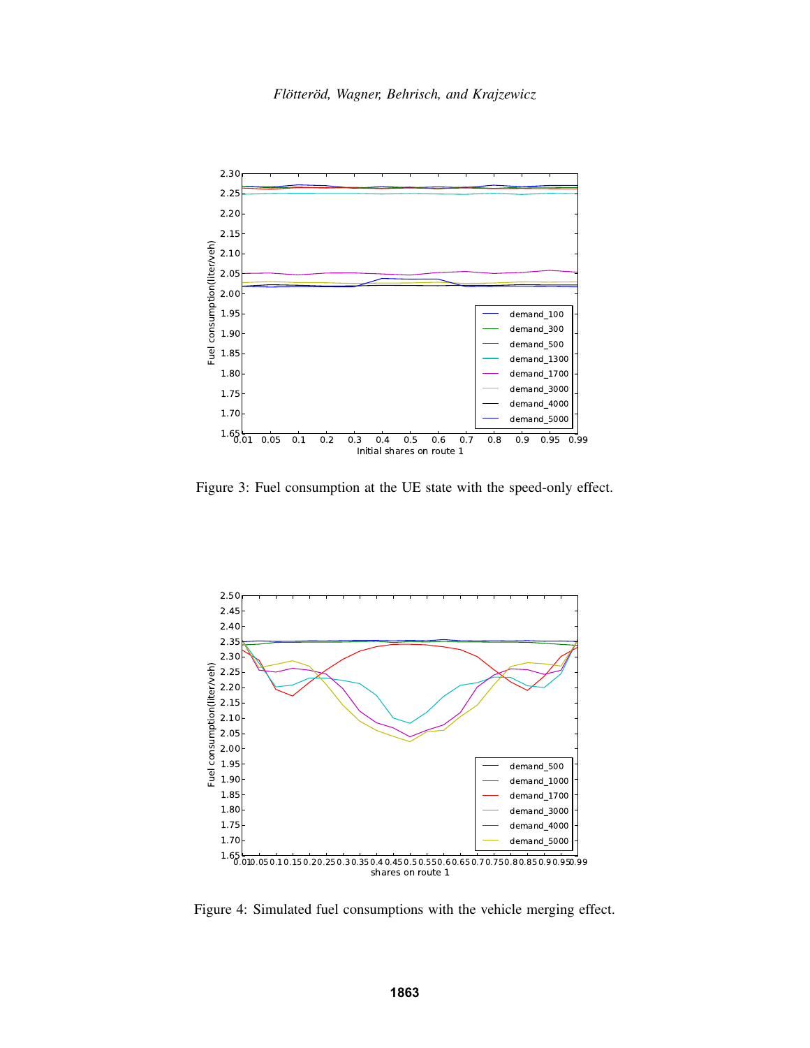2.30
2.25
2.20
2.15
2.10
2.05
2.00
1.95
1.90
1.85
1.80
1.75
1.70
1.65

Fuel consumption(liter/veh)

0.01 0.05 0.1 0.2 0.3 0.4 0.5 0.6 0.7 0.8 0.9 0.95 0.99

Initial shares on route 1

demand_100
demand_300
demand_500
demand_1300
demand_1700
demand_3000
demand_4000
demand_5000

Figure 3: Fuel consumption at the UE state with the speed-only effect.

2.50
2.45
2.40
2.35
2.30
2.25
2.20
2.15
2.10
2.05
2.00
1.95
1.90
1.85
1.80
1.75
1.70
1.65

Fuel consumption(liter/veh)

0.01 0.05 0.1 0.15 0.2 0.25 0.3 0.35 0.4 0.45 0.5 0.55 0.6 0.65 0.7 0.75 0.8 0.85 0.9 0.95 0.99

shares on route 1

demand_500
demand_1000
demand_1700
demand_3000
demand_4000
demand_5000

Figure 4: Simulated fuel consumptions with the vehicle merging effect.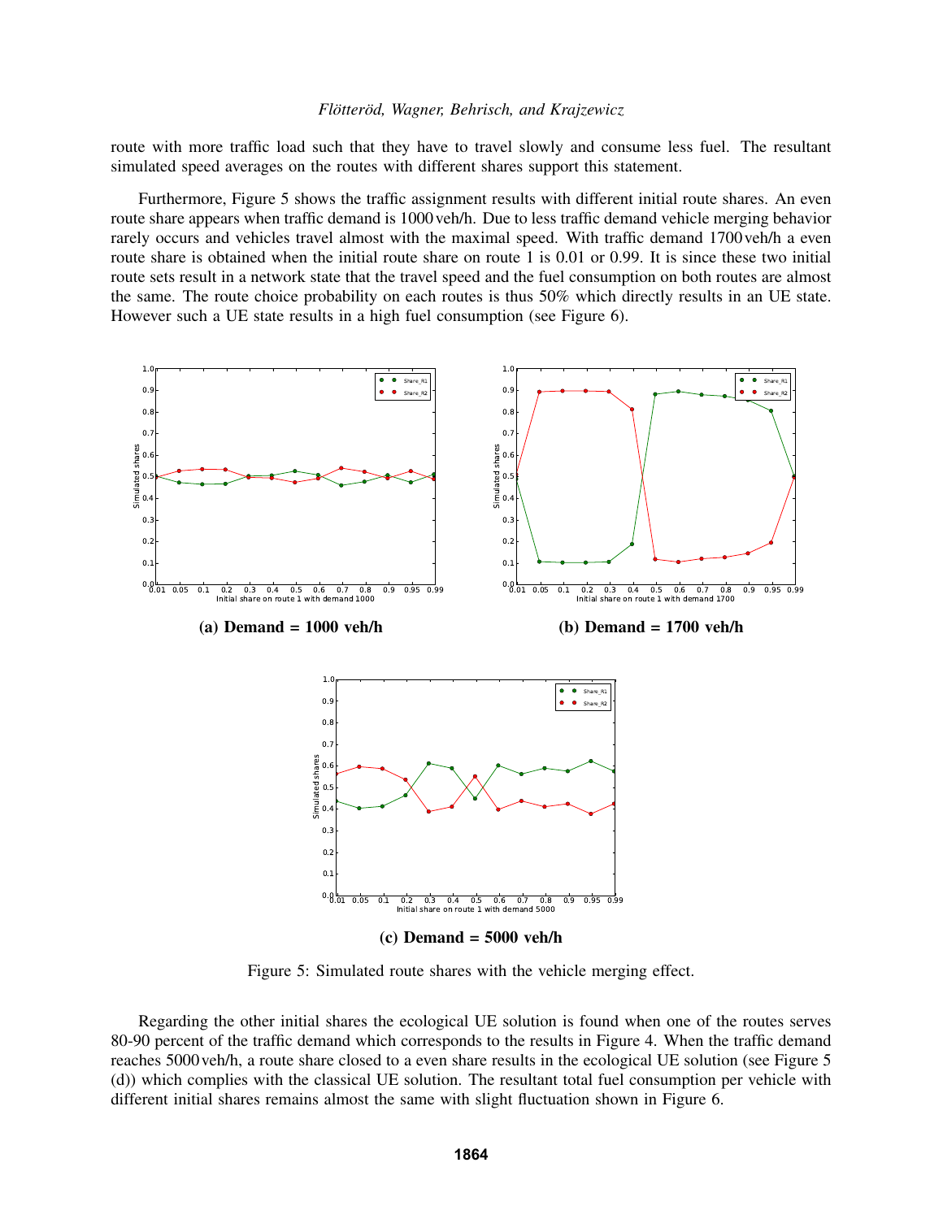route with more traffic load such that they have to travel slowly and consume less fuel. The resultant simulated speed averages on the routes with different shares support this statement.

Furthermore, Figure 5 shows the traffic assignment results with different initial route shares. An even route share appears when traffic demand is 1000 veh/h. Due to less traffic demand vehicle merging behavior rarely occurs and vehicles travel almost with the maximal speed. With traffic demand 1700 veh/h a even route share is obtained when the initial route share on route 1 is 0.01 or 0.99. It is since these two initial route sets result in a network state that the travel speed and the fuel consumption on both routes are almost the same. The route choice probability on each routes is thus 50% which directly results in an UE state. However such a UE state results in a high fuel consumption (see Figure 6).

Simulated shares
Share_R1
Share_R2
1.0
0.9
0.8
0.7
0.6
0.5
0.4
0.3
0.2
0.1
0.0
0.01 0.05 0.1 0.2 0.3 0.4 0.5 0.6 0.7 0.8 0.9 0.95 0.99
Initial share on route 1 with demand 1000

**(a) Demand = 1000 veh/h**

Simulated shares
Share_R1
Share_R2
1.0
0.9
0.8
0.7
0.6
0.5
0.4
0.3
0.2
0.1
0.0
0.01 0.05 0.1 0.2 0.3 0.4 0.5 0.6 0.7 0.8 0.9 0.95 0.99
Initial share on route 1 with demand 1700

**(b) Demand = 1700 veh/h**

Simulated shares
Share_R1
Share_R2
1.0
0.9
0.8
0.7
0.6
0.5
0.4
0.3
0.2
0.1
0.0
0.01 0.05 0.1 0.2 0.3 0.4 0.5 0.6 0.7 0.8 0.9 0.95 0.99
Initial share on route 1 with demand 5000

**(c) Demand = 5000 veh/h**

Figure 5: Simulated route shares with the vehicle merging effect.

Regarding the other initial shares the ecological UE solution is found when one of the routes serves 80-90 percent of the traffic demand which corresponds to the results in Figure 4. When the traffic demand reaches 5000 veh/h, a route share closed to a even share results in the ecological UE solution (see Figure 5 (d)) which complies with the classical UE solution. The resultant total fuel consumption per vehicle with different initial shares remains almost the same with slight fluctuation shown in Figure 6.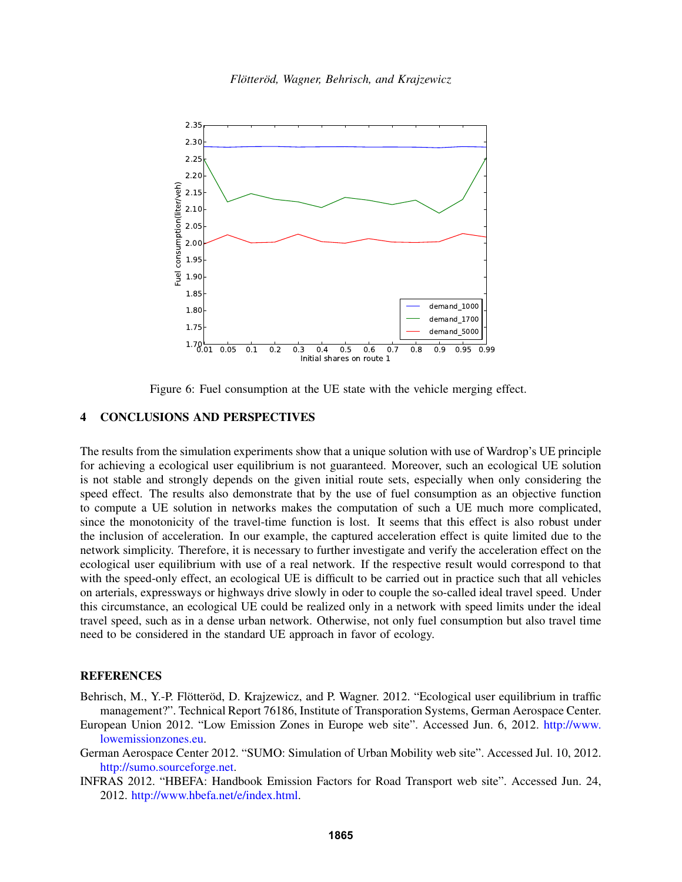2.35
2.30
2.25
2.20
2.15
2.10
2.05
2.00
1.95
1.90
1.85
1.80
1.75
1.70

Fuel consumption(liter/veh)

0.01 0.05 0.1 0.2 0.3 0.4 0.5 0.6 0.7 0.8 0.9 0.95 0.99

Initial shares on route 1

demand_1000
demand_1700
demand_5000

Figure 6: Fuel consumption at the UE state with the vehicle merging effect.

## 4 CONCLUSIONS AND PERSPECTIVES

The results from the simulation experiments show that a unique solution with use of Wardrop's UE principle for achieving a ecological user equilibrium is not guaranteed. Moreover, such an ecological UE solution is not stable and strongly depends on the given initial route sets, especially when only considering the speed effect. The results also demonstrate that by the use of fuel consumption as an objective function to compute a UE solution in networks makes the computation of such a UE much more complicated, since the monotonicity of the travel-time function is lost. It seems that this effect is also robust under the inclusion of acceleration. In our example, the captured acceleration effect is quite limited due to the network simplicity. Therefore, it is necessary to further investigate and verify the acceleration effect on the ecological user equilibrium with use of a real network. If the respective result would correspond to that with the speed-only effect, an ecological UE is difficult to be carried out in practice such that all vehicles on arterials, expressways or highways drive slowly in oder to couple the so-called ideal travel speed. Under this circumstance, an ecological UE could be realized only in a network with speed limits under the ideal travel speed, such as in a dense urban network. Otherwise, not only fuel consumption but also travel time need to be considered in the standard UE approach in favor of ecology.

## REFERENCES

Behrisch, M., Y.-P. Flötteröd, D. Krajzewicz, and P. Wagner. 2012. "Ecological user equilibrium in traffic management?". Technical Report 76186, Institute of Transporation Systems, German Aerospace Center.

European Union 2012. "Low Emission Zones in Europe web site". Accessed Jun. 6, 2012. http://www.lowemissionzones.eu.

German Aerospace Center 2012. "SUMO: Simulation of Urban Mobility web site". Accessed Jul. 10, 2012. http://sumo.sourceforge.net.

INFRAS 2012. "HBEFA: Handbook Emission Factors for Road Transport web site". Accessed Jun. 24, 2012. http://www.hbefa.net/e/index.html.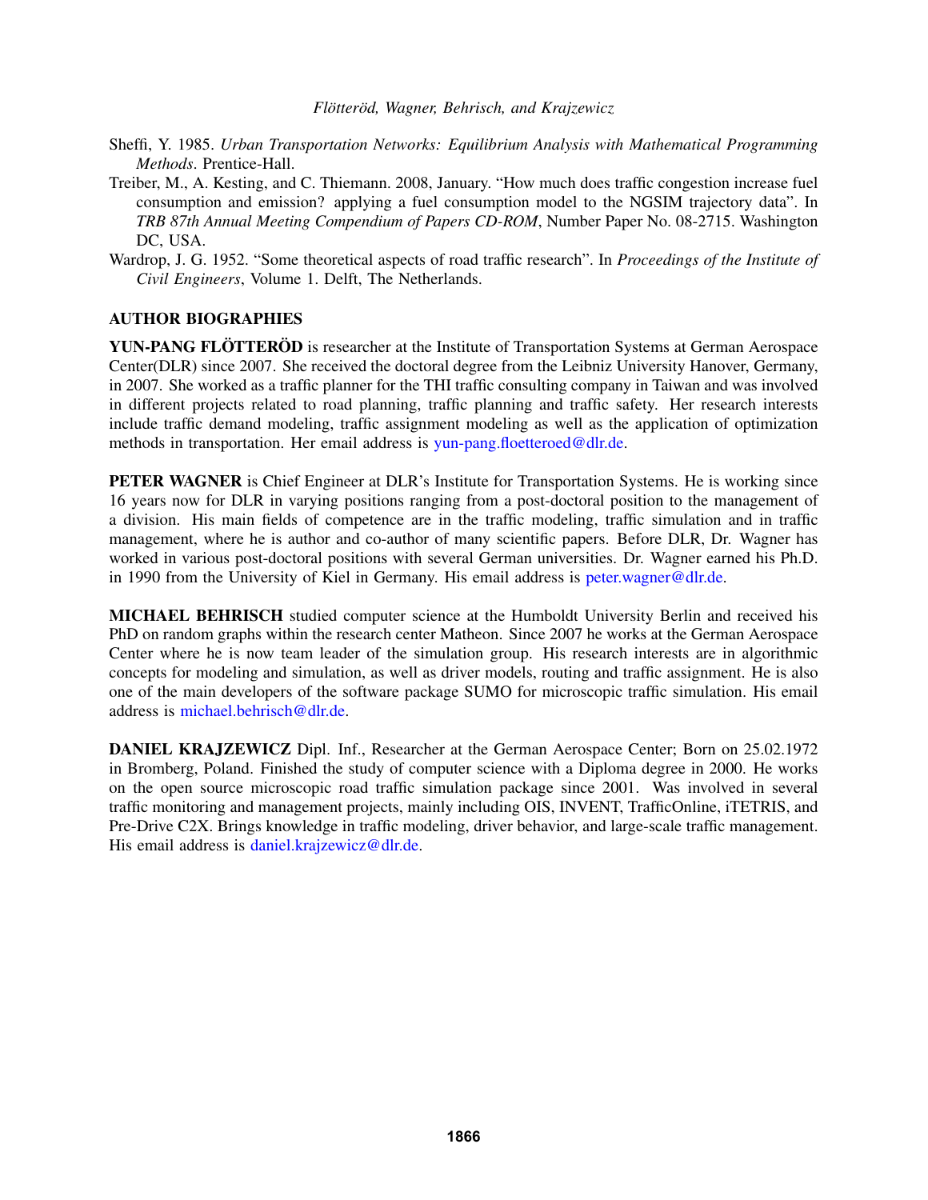Sheffi, Y. 1985. *Urban Transportation Networks: Equilibrium Analysis with Mathematical Programming Methods*. Prentice-Hall.

Treiber, M., A. Kesting, and C. Thiemann. 2008, January. "How much does traffic congestion increase fuel consumption and emission? applying a fuel consumption model to the NGSIM trajectory data". In *TRB 87th Annual Meeting Compendium of Papers CD-ROM*, Number Paper No. 08-2715. Washington DC, USA.

Wardrop, J. G. 1952. "Some theoretical aspects of road traffic research". In *Proceedings of the Institute of Civil Engineers*, Volume 1. Delft, The Netherlands.

## AUTHOR BIOGRAPHIES

**YUN-PANG FLÖTTERÖD** is researcher at the Institute of Transportation Systems at German Aerospace Center(DLR) since 2007. She received the doctoral degree from the Leibniz University Hanover, Germany, in 2007. She worked as a traffic planner for the THI traffic consulting company in Taiwan and was involved in different projects related to road planning, traffic planning and traffic safety. Her research interests include traffic demand modeling, traffic assignment modeling as well as the application of optimization methods in transportation. Her email address is yun-pang.floetteroed@dlr.de.

**PETER WAGNER** is Chief Engineer at DLR's Institute for Transportation Systems. He is working since 16 years now for DLR in varying positions ranging from a post-doctoral position to the management of a division. His main fields of competence are in the traffic modeling, traffic simulation and in traffic management, where he is author and co-author of many scientific papers. Before DLR, Dr. Wagner has worked in various post-doctoral positions with several German universities. Dr. Wagner earned his Ph.D. in 1990 from the University of Kiel in Germany. His email address is peter.wagner@dlr.de.

**MICHAEL BEHRISCH** studied computer science at the Humboldt University Berlin and received his PhD on random graphs within the research center Matheon. Since 2007 he works at the German Aerospace Center where he is now team leader of the simulation group. His research interests are in algorithmic concepts for modeling and simulation, as well as driver models, routing and traffic assignment. He is also one of the main developers of the software package SUMO for microscopic traffic simulation. His email address is michael.behrisch@dlr.de.

**DANIEL KRAJZEWICZ** Dipl. Inf., Researcher at the German Aerospace Center; Born on 25.02.1972 in Bromberg, Poland. Finished the study of computer science with a Diploma degree in 2000. He works on the open source microscopic road traffic simulation package since 2001. Was involved in several traffic monitoring and management projects, mainly including OIS, INVENT, TrafficOnline, iTETRIS, and Pre-Drive C2X. Brings knowledge in traffic modeling, driver behavior, and large-scale traffic management. His email address is daniel.krajzewicz@dlr.de.